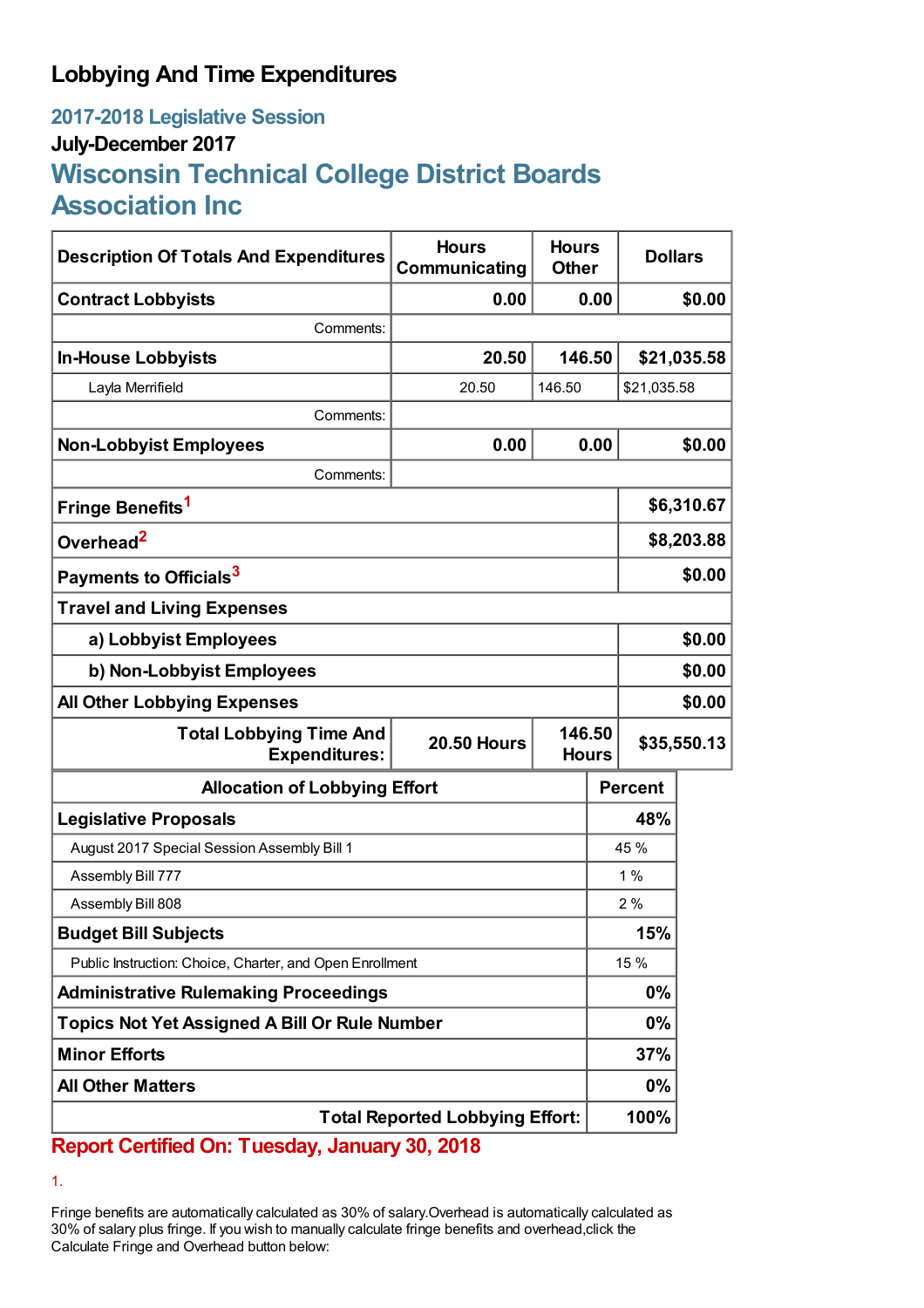# Lobbying And Time Expenditures

## 2017-2018 Legislative Session

### July-December 2017

## Wisconsin Technical College District Boards Association Inc

| Description Of Totals And Expenditures | Hours Communicating | Hours Other | Dollars |
|---|---|---|---|
| **Contract Lobbyists** | **0.00** | **0.00** | **$0.00** |
| Comments: | | | |
| **In-House Lobbyists** | **20.50** | **146.50** | **$21,035.58** |
| Layla Merrifield | 20.50 | 146.50 | $21,035.58 |
| Comments: | | | |
| **Non-Lobbyist Employees** | **0.00** | **0.00** | **$0.00** |
| Comments: | | | |
| **Fringe Benefits**[1] | | | **$6,310.67** |
| **Overhead**[2] | | | **$8,203.88** |
| **Payments to Officials**[3] | | | **$0.00** |
| **Travel and Living Expenses** | | | |
| **a) Lobbyist Employees** | | | **$0.00** |
| **b) Non-Lobbyist Employees** | | | **$0.00** |
| **All Other Lobbying Expenses** | | | **$0.00** |
| **Total Lobbying Time And Expenditures:** | **20.50 Hours** | **146.50 Hours** | **$35,550.13** |

| Allocation of Lobbying Effort | Percent |
|---|---|
| **Legislative Proposals** | **48%** |
| August 2017 Special Session Assembly Bill 1 | 45 % |
| Assembly Bill 777 | 1 % |
| Assembly Bill 808 | 2 % |
| **Budget Bill Subjects** | **15%** |
| Public Instruction: Choice, Charter, and Open Enrollment | 15 % |
| **Administrative Rulemaking Proceedings** | **0%** |
| **Topics Not Yet Assigned A Bill Or Rule Number** | **0%** |
| **Minor Efforts** | **37%** |
| **All Other Matters** | **0%** |
| **Total Reported Lobbying Effort:** | **100%** |

**Report Certified On: Tuesday, January 30, 2018**

1.

Fringe benefits are automatically calculated as 30% of salary.Overhead is automatically calculated as 30% of salary plus fringe. If you wish to manually calculate fringe benefits and overhead,click the Calculate Fringe and Overhead button below: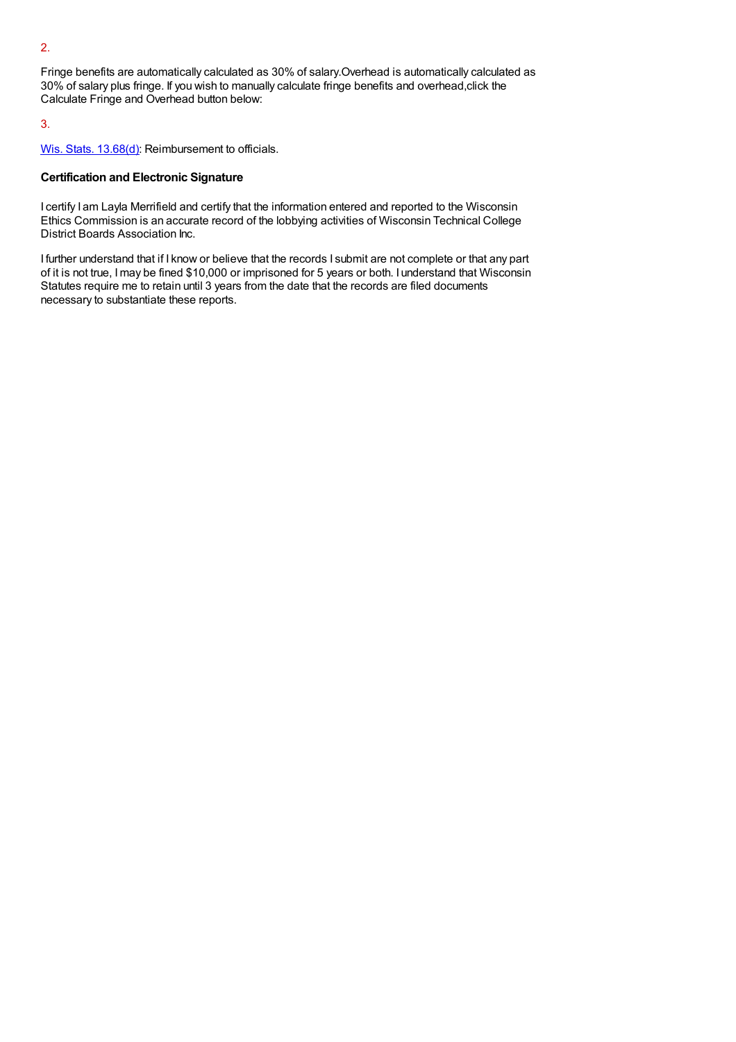2.

Fringe benefits are automatically calculated as 30% of salary.Overhead is automatically calculated as 30% of salary plus fringe. If you wish to manually calculate fringe benefits and overhead,click the Calculate Fringe and Overhead button below:

3.

[Wis. Stats. 13.68(d)](): Reimbursement to officials.

**Certification and Electronic Signature**

I certify I am Layla Merrifield and certify that the information entered and reported to the Wisconsin Ethics Commission is an accurate record of the lobbying activities of Wisconsin Technical College District Boards Association Inc.

I further understand that if I know or believe that the records I submit are not complete or that any part of it is not true, I may be fined $10,000 or imprisoned for 5 years or both. I understand that Wisconsin Statutes require me to retain until 3 years from the date that the records are filed documents necessary to substantiate these reports.